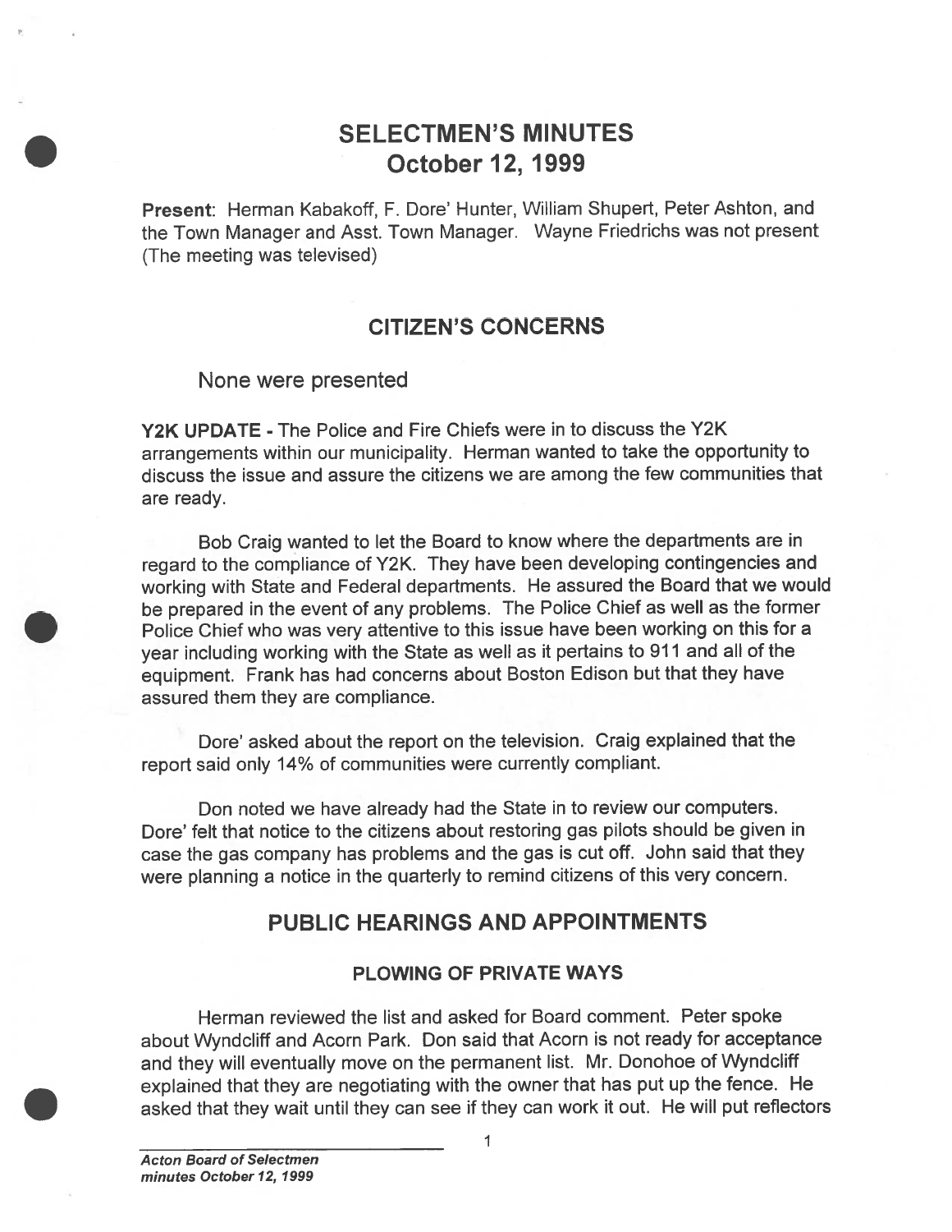# SELECTMEN'S MINUTES
## October 12, 1999

**Present**: Herman Kabakoff, F. Dore' Hunter, William Shupert, Peter Ashton, and the Town Manager and Asst. Town Manager. Wayne Friedrichs was not present (The meeting was televised)

## CITIZEN'S CONCERNS

None were presented

**Y2K UPDATE** - The Police and Fire Chiefs were in to discuss the Y2K arrangements within our municipality. Herman wanted to take the opportunity to discuss the issue and assure the citizens we are among the few communities that are ready.

Bob Craig wanted to let the Board to know where the departments are in regard to the compliance of Y2K. They have been developing contingencies and working with State and Federal departments. He assured the Board that we would be prepared in the event of any problems. The Police Chief as well as the former Police Chief who was very attentive to this issue have been working on this for a year including working with the State as well as it pertains to 911 and all of the equipment. Frank has had concerns about Boston Edison but that they have assured them they are compliance.

Dore' asked about the report on the television. Craig explained that the report said only 14% of communities were currently compliant.

Don noted we have already had the State in to review our computers. Dore' felt that notice to the citizens about restoring gas pilots should be given in case the gas company has problems and the gas is cut off. John said that they were planning a notice in the quarterly to remind citizens of this very concern.

## PUBLIC HEARINGS AND APPOINTMENTS

### PLOWING OF PRIVATE WAYS

Herman reviewed the list and asked for Board comment. Peter spoke about Wyndcliff and Acorn Park. Don said that Acorn is not ready for acceptance and they will eventually move on the permanent list. Mr. Donohoe of Wyndcliff explained that they are negotiating with the owner that has put up the fence. He asked that they wait until they can see if they can work it out. He will put reflectors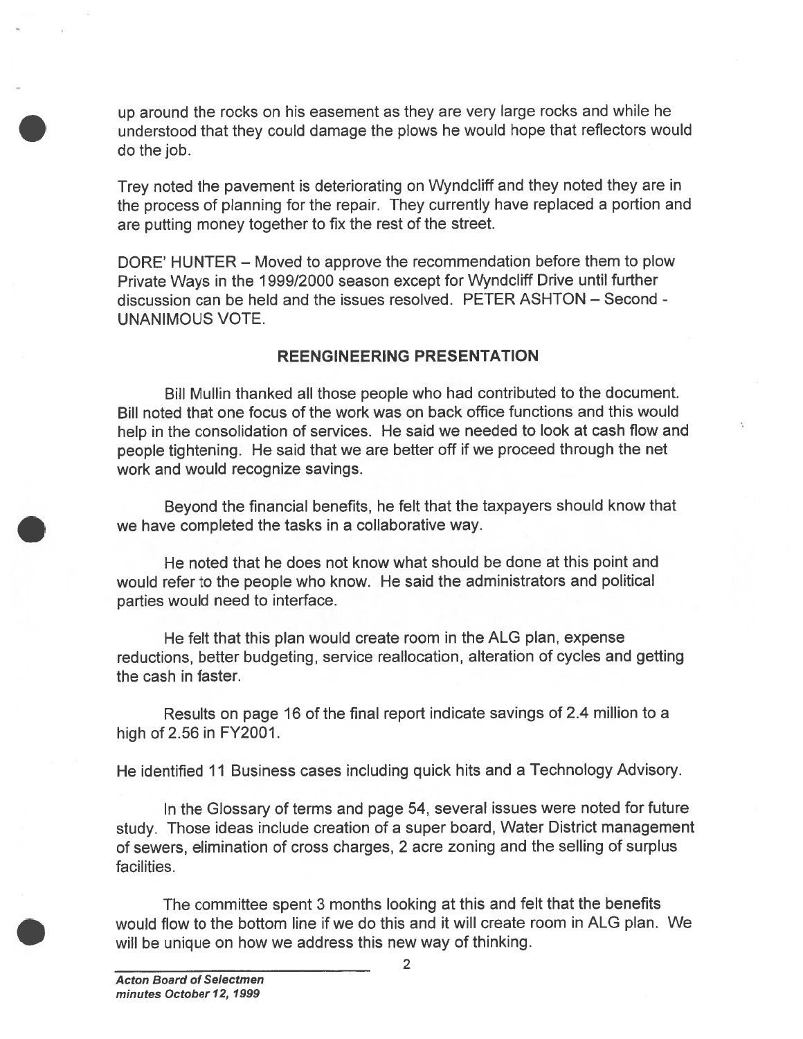up around the rocks on his easement as they are very large rocks and while he understood that they could damage the plows he would hope that reflectors would do the job.

Trey noted the pavement is deteriorating on Wyndcliff and they noted they are in the process of planning for the repair. They currently have replaced a portion and are putting money together to fix the rest of the street.

DORE' HUNTER – Moved to approve the recommendation before them to plow Private Ways in the 1999/2000 season except for Wyndcliff Drive until further discussion can be held and the issues resolved. PETER ASHTON – Second - UNANIMOUS VOTE.

## REENGINEERING PRESENTATION

Bill Mullin thanked all those people who had contributed to the document. Bill noted that one focus of the work was on back office functions and this would help in the consolidation of services. He said we needed to look at cash flow and people tightening. He said that we are better off if we proceed through the net work and would recognize savings.

Beyond the financial benefits, he felt that the taxpayers should know that we have completed the tasks in a collaborative way.

He noted that he does not know what should be done at this point and would refer to the people who know. He said the administrators and political parties would need to interface.

He felt that this plan would create room in the ALG plan, expense reductions, better budgeting, service reallocation, alteration of cycles and getting the cash in faster.

Results on page 16 of the final report indicate savings of 2.4 million to a high of 2.56 in FY2001.

He identified 11 Business cases including quick hits and a Technology Advisory.

In the Glossary of terms and page 54, several issues were noted for future study. Those ideas include creation of a super board, Water District management of sewers, elimination of cross charges, 2 acre zoning and the selling of surplus facilities.

The committee spent 3 months looking at this and felt that the benefits would flow to the bottom line if we do this and it will create room in ALG plan. We will be unique on how we address this new way of thinking.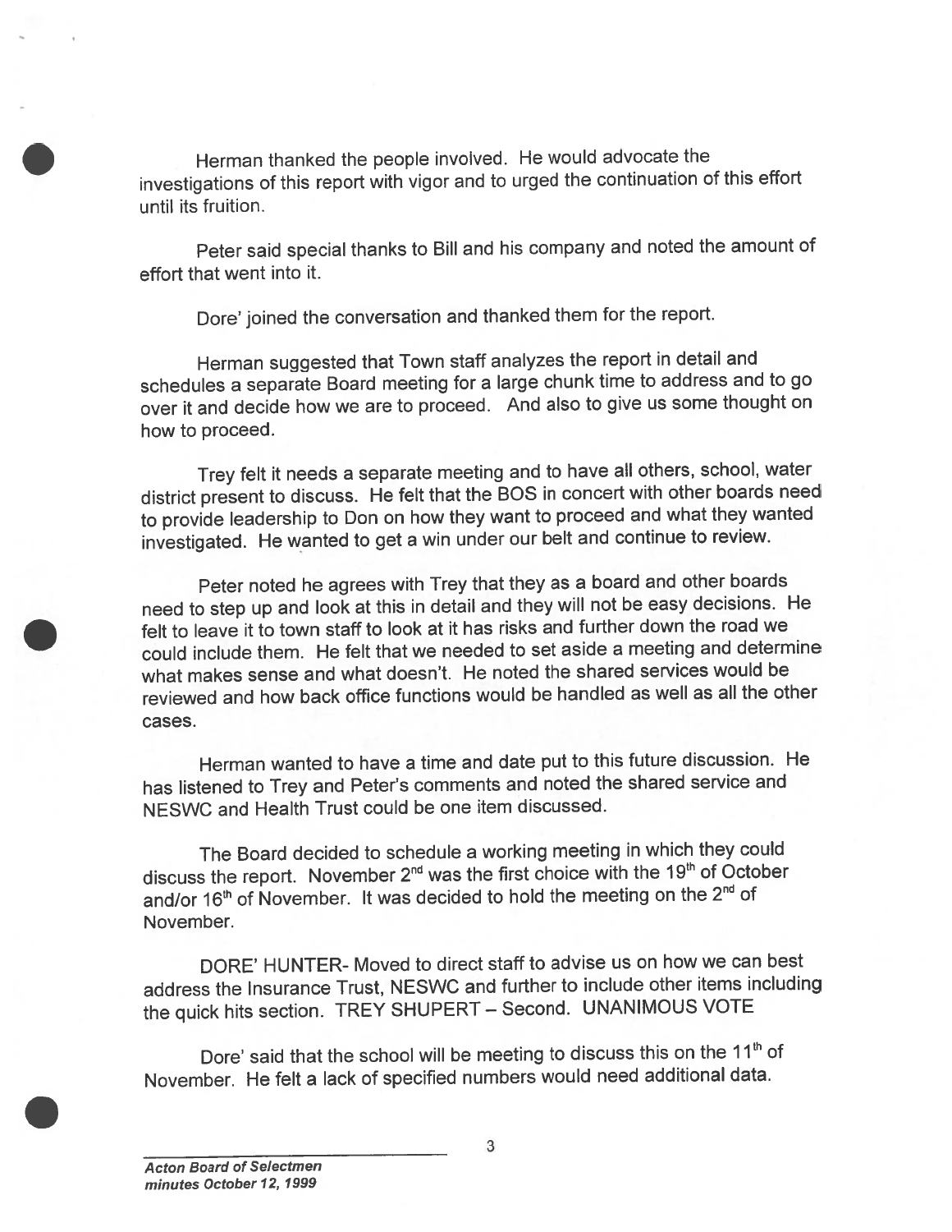Herman thanked the people involved. He would advocate the investigations of this report with vigor and to urged the continuation of this effort until its fruition.

Peter said special thanks to Bill and his company and noted the amount of effort that went into it.

Dore' joined the conversation and thanked them for the report.

Herman suggested that Town staff analyzes the report in detail and schedules a separate Board meeting for a large chunk time to address and to go over it and decide how we are to proceed. And also to give us some thought on how to proceed.

Trey felt it needs a separate meeting and to have all others, school, water district present to discuss. He felt that the BOS in concert with other boards need to provide leadership to Don on how they want to proceed and what they wanted investigated. He wanted to get a win under our belt and continue to review.

Peter noted he agrees with Trey that they as a board and other boards need to step up and look at this in detail and they will not be easy decisions. He felt to leave it to town staff to look at it has risks and further down the road we could include them. He felt that we needed to set aside a meeting and determine what makes sense and what doesn't. He noted the shared services would be reviewed and how back office functions would be handled as well as all the other cases.

Herman wanted to have a time and date put to this future discussion. He has listened to Trey and Peter's comments and noted the shared service and NESWC and Health Trust could be one item discussed.

The Board decided to schedule a working meeting in which they could discuss the report. November 2nd was the first choice with the 19th of October and/or 16th of November. It was decided to hold the meeting on the 2nd of November.

DORE' HUNTER- Moved to direct staff to advise us on how we can best address the Insurance Trust, NESWC and further to include other items including the quick hits section. TREY SHUPERT – Second. UNANIMOUS VOTE

Dore' said that the school will be meeting to discuss this on the 11th of November. He felt a lack of specified numbers would need additional data.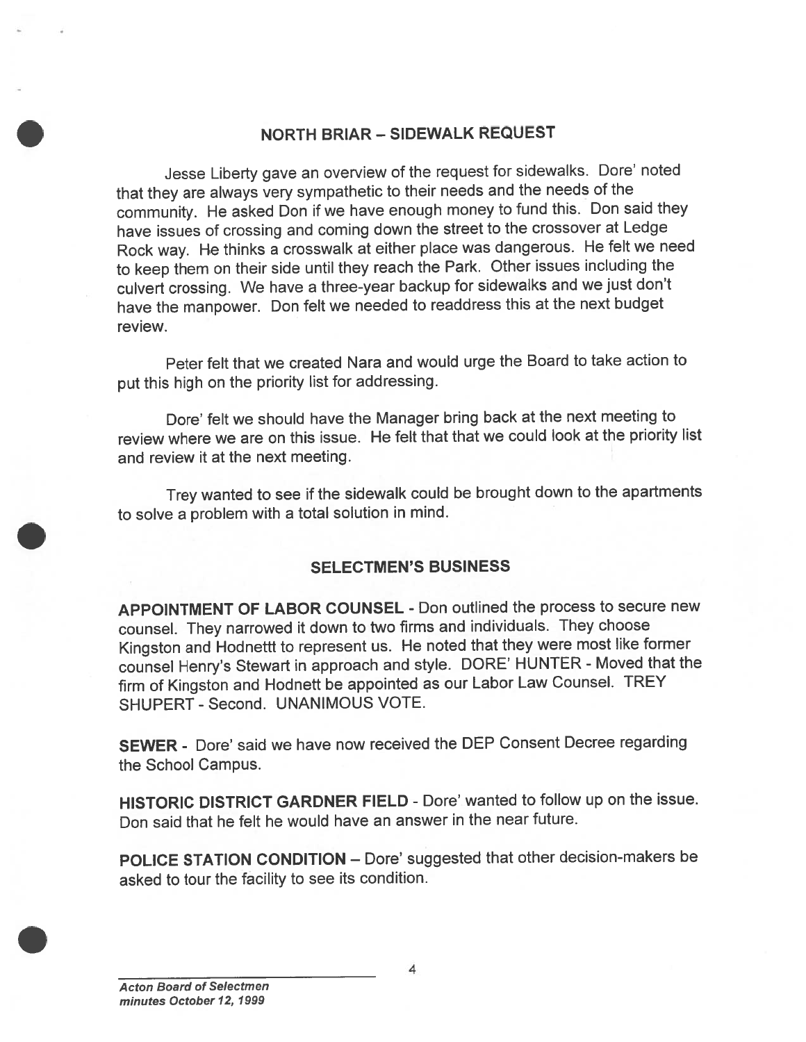## NORTH BRIAR – SIDEWALK REQUEST

Jesse Liberty gave an overview of the request for sidewalks. Dore' noted that they are always very sympathetic to their needs and the needs of the community. He asked Don if we have enough money to fund this. Don said they have issues of crossing and coming down the street to the crossover at Ledge Rock way. He thinks a crosswalk at either place was dangerous. He felt we need to keep them on their side until they reach the Park. Other issues including the culvert crossing. We have a three-year backup for sidewalks and we just don't have the manpower. Don felt we needed to readdress this at the next budget review.

Peter felt that we created Nara and would urge the Board to take action to put this high on the priority list for addressing.

Dore' felt we should have the Manager bring back at the next meeting to review where we are on this issue. He felt that that we could look at the priority list and review it at the next meeting.

Trey wanted to see if the sidewalk could be brought down to the apartments to solve a problem with a total solution in mind.

## SELECTMEN'S BUSINESS

**APPOINTMENT OF LABOR COUNSEL** - Don outlined the process to secure new counsel. They narrowed it down to two firms and individuals. They choose Kingston and Hodnettt to represent us. He noted that they were most like former counsel Henry's Stewart in approach and style. DORE' HUNTER - Moved that the firm of Kingston and Hodnett be appointed as our Labor Law Counsel. TREY SHUPERT - Second. UNANIMOUS VOTE.

**SEWER** - Dore' said we have now received the DEP Consent Decree regarding the School Campus.

**HISTORIC DISTRICT GARDNER FIELD** - Dore' wanted to follow up on the issue. Don said that he felt he would have an answer in the near future.

**POLICE STATION CONDITION** – Dore' suggested that other decision-makers be asked to tour the facility to see its condition.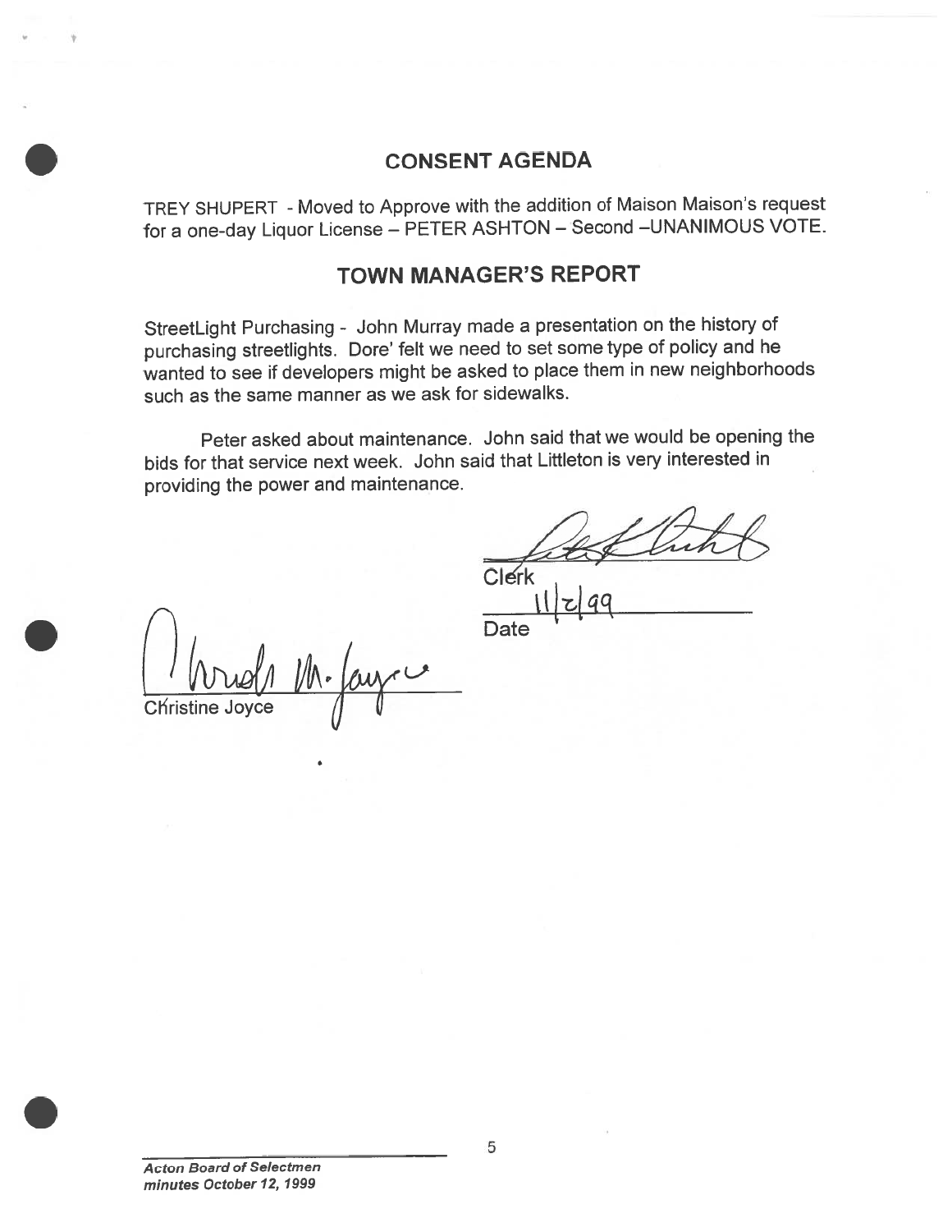## CONSENT AGENDA

TREY SHUPERT - Moved to Approve with the addition of Maison Maison's request for a one-day Liquor License – PETER ASHTON – Second –UNANIMOUS VOTE.

## TOWN MANAGER'S REPORT

StreetLight Purchasing - John Murray made a presentation on the history of purchasing streetlights. Dore' felt we need to set some type of policy and he wanted to see if developers might be asked to place them in new neighborhoods such as the same manner as we ask for sidewalks.

Peter asked about maintenance. John said that we would be opening the bids for that service next week. John said that Littleton is very interested in providing the power and maintenance.

Clerk

11/2/99

Date

Christine Joyce

*Acton Board of Selectmen*
*minutes October 12, 1999*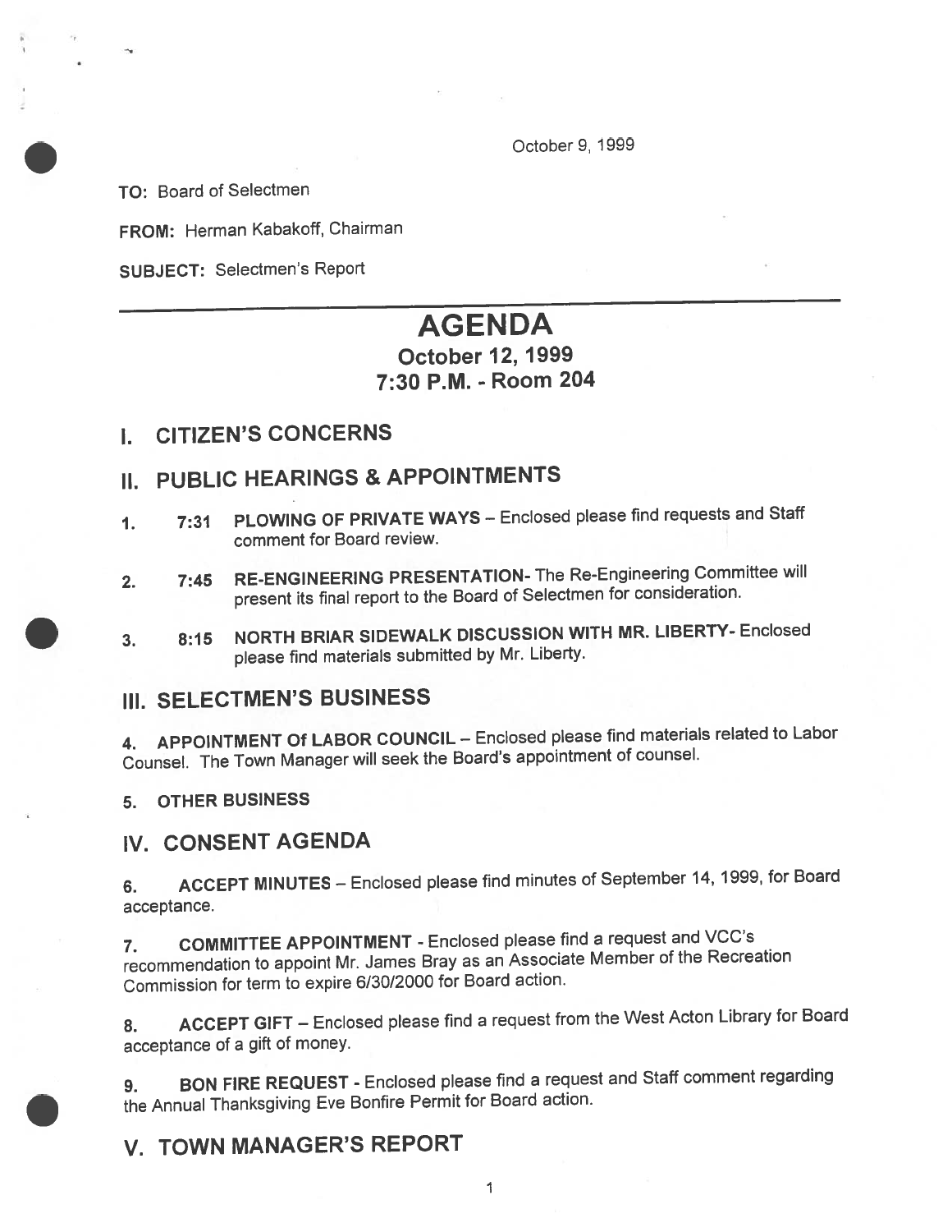October 9, 1999

**TO:** Board of Selectmen

**FROM:** Herman Kabakoff, Chairman

**SUBJECT:** Selectmen's Report

---

# AGENDA

## October 12, 1999
## 7:30 P.M. - Room 204

## I. CITIZEN'S CONCERNS

## II. PUBLIC HEARINGS & APPOINTMENTS

1. **7:31 PLOWING OF PRIVATE WAYS** – Enclosed please find requests and Staff comment for Board review.

2. **7:45 RE-ENGINEERING PRESENTATION-** The Re-Engineering Committee will present its final report to the Board of Selectmen for consideration.

3. **8:15 NORTH BRIAR SIDEWALK DISCUSSION WITH MR. LIBERTY-** Enclosed please find materials submitted by Mr. Liberty.

## III. SELECTMEN'S BUSINESS

4. **APPOINTMENT Of LABOR COUNCIL** – Enclosed please find materials related to Labor Counsel. The Town Manager will seek the Board's appointment of counsel.

5. **OTHER BUSINESS**

## IV. CONSENT AGENDA

6. **ACCEPT MINUTES** – Enclosed please find minutes of September 14, 1999, for Board acceptance.

7. **COMMITTEE APPOINTMENT** - Enclosed please find a request and VCC's recommendation to appoint Mr. James Bray as an Associate Member of the Recreation Commission for term to expire 6/30/2000 for Board action.

8. **ACCEPT GIFT** – Enclosed please find a request from the West Acton Library for Board acceptance of a gift of money.

9. **BON FIRE REQUEST** - Enclosed please find a request and Staff comment regarding the Annual Thanksgiving Eve Bonfire Permit for Board action.

## V. TOWN MANAGER'S REPORT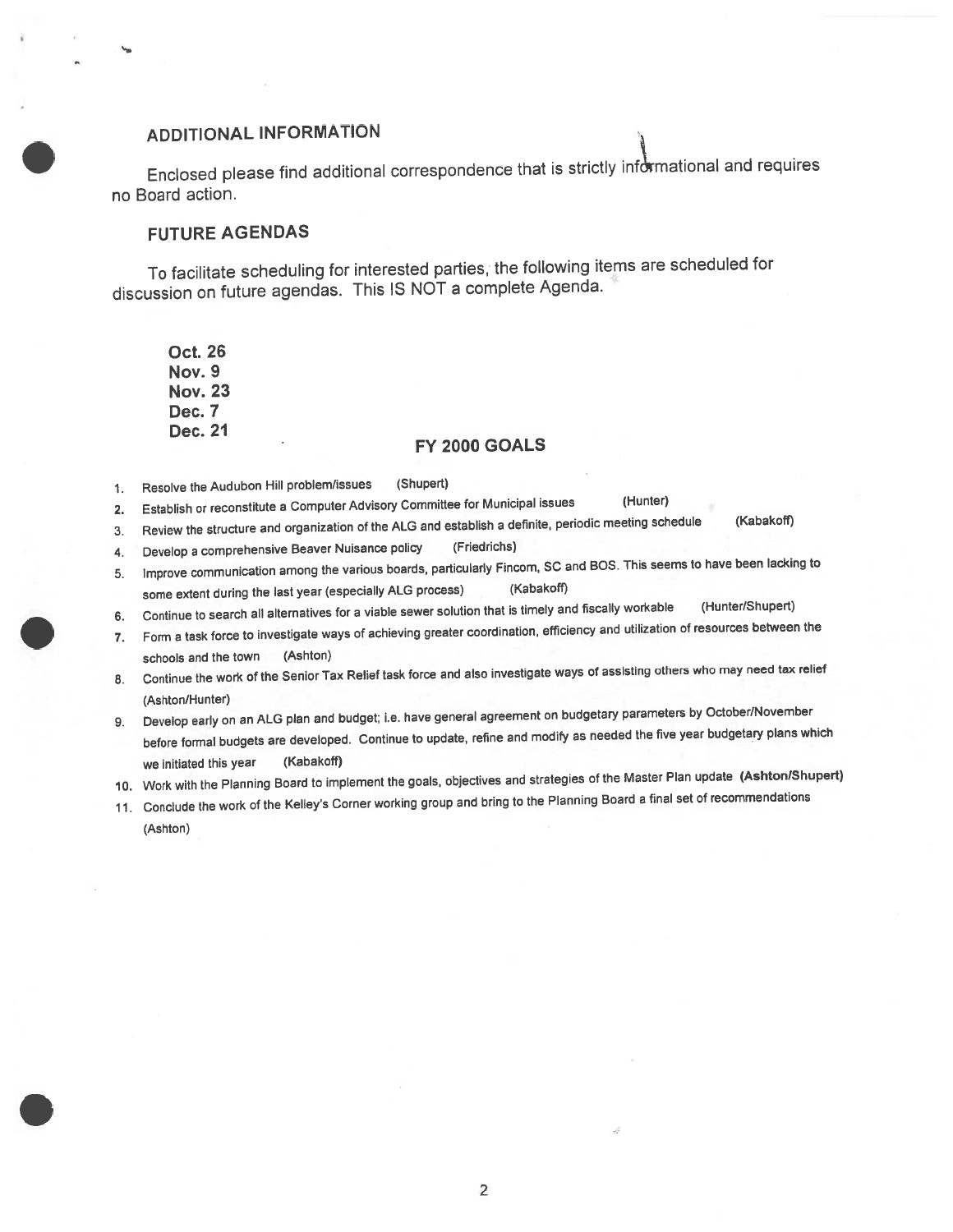## ADDITIONAL INFORMATION

Enclosed please find additional correspondence that is strictly informational and requires no Board action.

## FUTURE AGENDAS

To facilitate scheduling for interested parties, the following items are scheduled for discussion on future agendas. This IS NOT a complete Agenda.

**Oct. 26**
**Nov. 9**
**Nov. 23**
**Dec. 7**
**Dec. 21**

## FY 2000 GOALS

1. Resolve the Audubon Hill problem/issues (Shupert)
2. Establish or reconstitute a Computer Advisory Committee for Municipal issues (Hunter)
3. Review the structure and organization of the ALG and establish a definite, periodic meeting schedule (Kabakoff)
4. Develop a comprehensive Beaver Nuisance policy (Friedrichs)
5. Improve communication among the various boards, particularly Fincom, SC and BOS. This seems to have been lacking to some extent during the last year (especially ALG process) (Kabakoff)
6. Continue to search all alternatives for a viable sewer solution that is timely and fiscally workable (Hunter/Shupert)
7. Form a task force to investigate ways of achieving greater coordination, efficiency and utilization of resources between the schools and the town (Ashton)
8. Continue the work of the Senior Tax Relief task force and also investigate ways of assisting others who may need tax relief (Ashton/Hunter)
9. Develop early on an ALG plan and budget; i.e. have general agreement on budgetary parameters by October/November before formal budgets are developed. Continue to update, refine and modify as needed the five year budgetary plans which we initiated this year (Kabakoff)
10. Work with the Planning Board to implement the goals, objectives and strategies of the Master Plan update **(Ashton/Shupert)**
11. Conclude the work of the Kelley's Corner working group and bring to the Planning Board a final set of recommendations (Ashton)